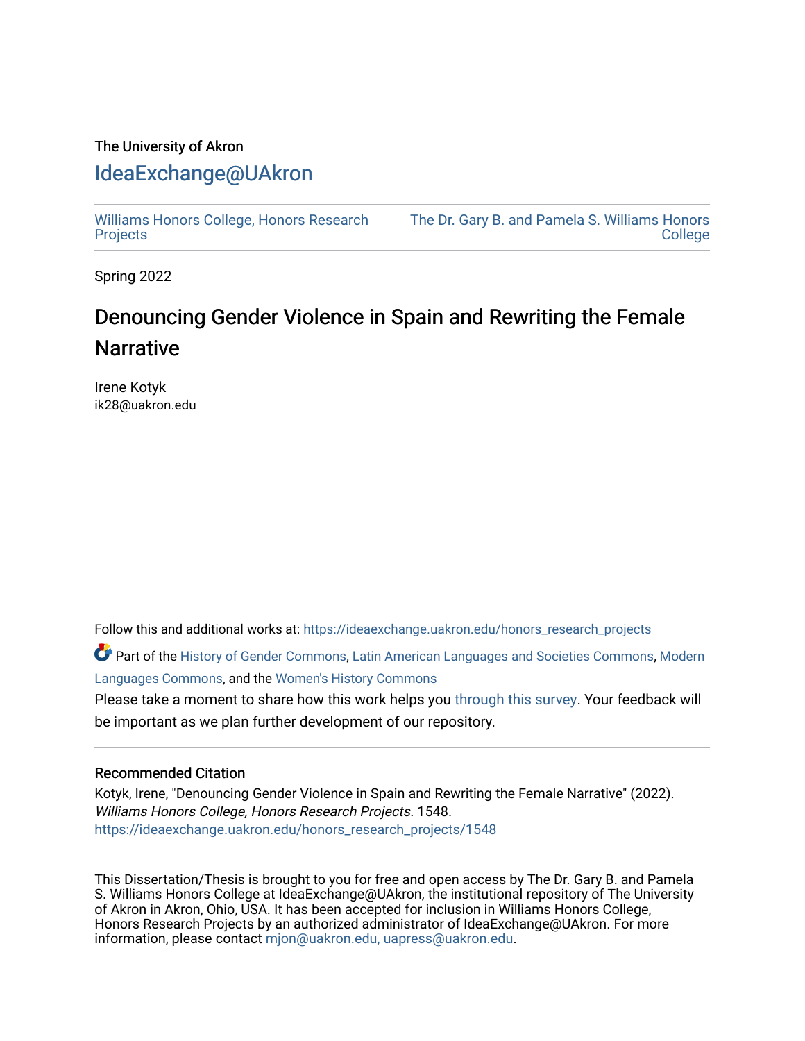The University of Akron

# IdeaExchange@UAkron

Williams Honors College, Honors Research Projects | The Dr. Gary B. and Pamela S. Williams Honors College

Spring 2022

## Denouncing Gender Violence in Spain and Rewriting the Female Narrative

Irene Kotyk
ik28@uakron.edu

Follow this and additional works at: https://ideaexchange.uakron.edu/honors_research_projects

Part of the History of Gender Commons, Latin American Languages and Societies Commons, Modern Languages Commons, and the Women's History Commons

Please take a moment to share how this work helps you through this survey. Your feedback will be important as we plan further development of our repository.

### Recommended Citation

Kotyk, Irene, "Denouncing Gender Violence in Spain and Rewriting the Female Narrative" (2022). *Williams Honors College, Honors Research Projects*. 1548.
https://ideaexchange.uakron.edu/honors_research_projects/1548

This Dissertation/Thesis is brought to you for free and open access by The Dr. Gary B. and Pamela S. Williams Honors College at IdeaExchange@UAkron, the institutional repository of The University of Akron in Akron, Ohio, USA. It has been accepted for inclusion in Williams Honors College, Honors Research Projects by an authorized administrator of IdeaExchange@UAkron. For more information, please contact mjon@uakron.edu, uapress@uakron.edu.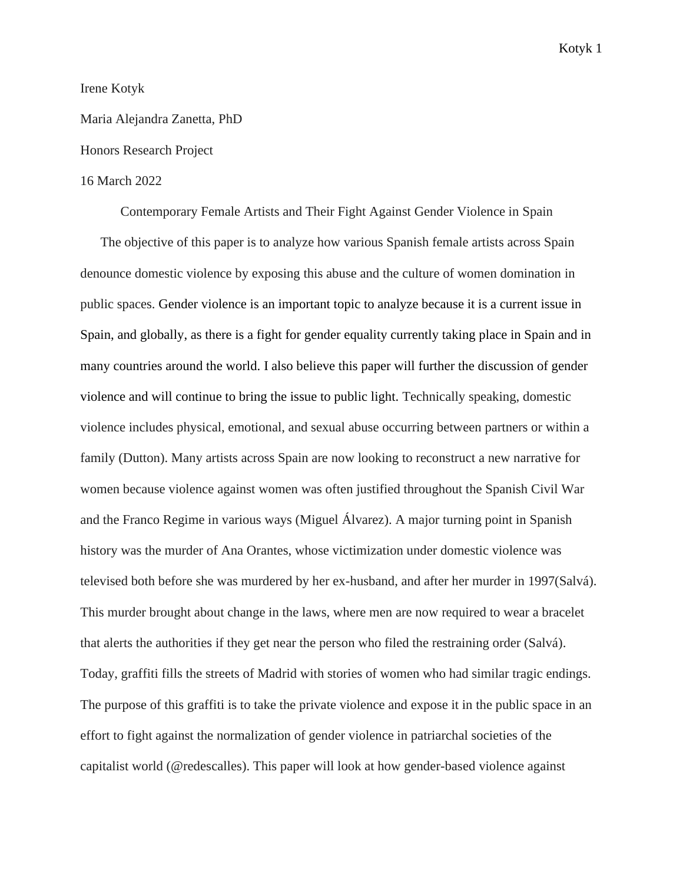Irene Kotyk

Maria Alejandra Zanetta, PhD

Honors Research Project

16 March 2022

Contemporary Female Artists and Their Fight Against Gender Violence in Spain

The objective of this paper is to analyze how various Spanish female artists across Spain denounce domestic violence by exposing this abuse and the culture of women domination in public spaces. Gender violence is an important topic to analyze because it is a current issue in Spain, and globally, as there is a fight for gender equality currently taking place in Spain and in many countries around the world. I also believe this paper will further the discussion of gender violence and will continue to bring the issue to public light. Technically speaking, domestic violence includes physical, emotional, and sexual abuse occurring between partners or within a family (Dutton). Many artists across Spain are now looking to reconstruct a new narrative for women because violence against women was often justified throughout the Spanish Civil War and the Franco Regime in various ways (Miguel Álvarez). A major turning point in Spanish history was the murder of Ana Orantes, whose victimization under domestic violence was televised both before she was murdered by her ex-husband, and after her murder in 1997(Salvá). This murder brought about change in the laws, where men are now required to wear a bracelet that alerts the authorities if they get near the person who filed the restraining order (Salvá). Today, graffiti fills the streets of Madrid with stories of women who had similar tragic endings. The purpose of this graffiti is to take the private violence and expose it in the public space in an effort to fight against the normalization of gender violence in patriarchal societies of the capitalist world (@redescalles). This paper will look at how gender-based violence against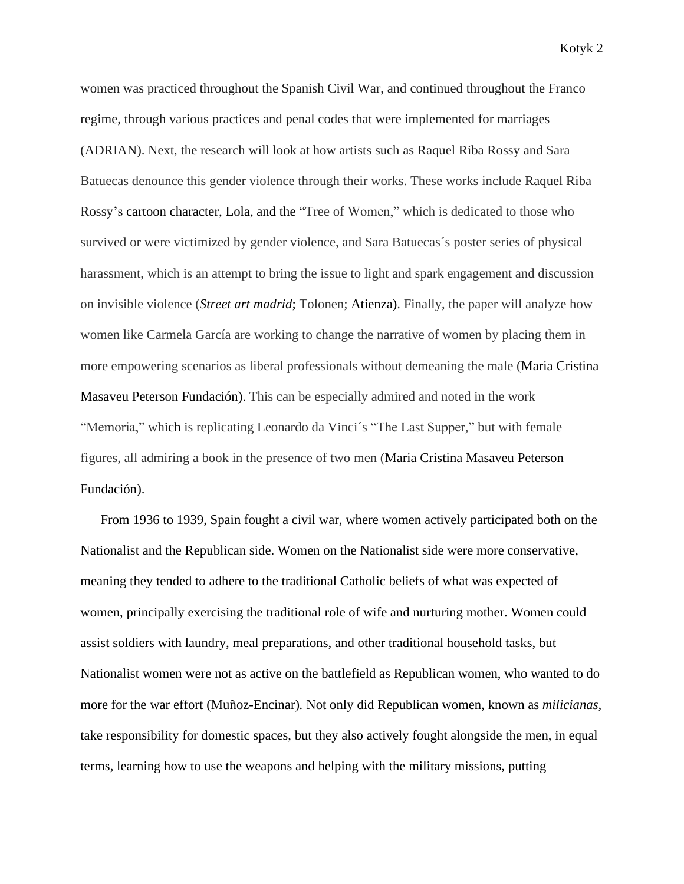women was practiced throughout the Spanish Civil War, and continued throughout the Franco regime, through various practices and penal codes that were implemented for marriages (ADRIAN). Next, the research will look at how artists such as Raquel Riba Rossy and Sara Batuecas denounce this gender violence through their works. These works include Raquel Riba Rossy's cartoon character, Lola, and the "Tree of Women," which is dedicated to those who survived or were victimized by gender violence, and Sara Batuecas´s poster series of physical harassment, which is an attempt to bring the issue to light and spark engagement and discussion on invisible violence (*Street art madrid*; Tolonen; Atienza). Finally, the paper will analyze how women like Carmela García are working to change the narrative of women by placing them in more empowering scenarios as liberal professionals without demeaning the male (Maria Cristina Masaveu Peterson Fundación). This can be especially admired and noted in the work "Memoria," which is replicating Leonardo da Vinci´s "The Last Supper," but with female figures, all admiring a book in the presence of two men (Maria Cristina Masaveu Peterson Fundación).

From 1936 to 1939, Spain fought a civil war, where women actively participated both on the Nationalist and the Republican side. Women on the Nationalist side were more conservative, meaning they tended to adhere to the traditional Catholic beliefs of what was expected of women, principally exercising the traditional role of wife and nurturing mother. Women could assist soldiers with laundry, meal preparations, and other traditional household tasks, but Nationalist women were not as active on the battlefield as Republican women, who wanted to do more for the war effort (Muñoz-Encinar). Not only did Republican women, known as *milicianas*, take responsibility for domestic spaces, but they also actively fought alongside the men, in equal terms, learning how to use the weapons and helping with the military missions, putting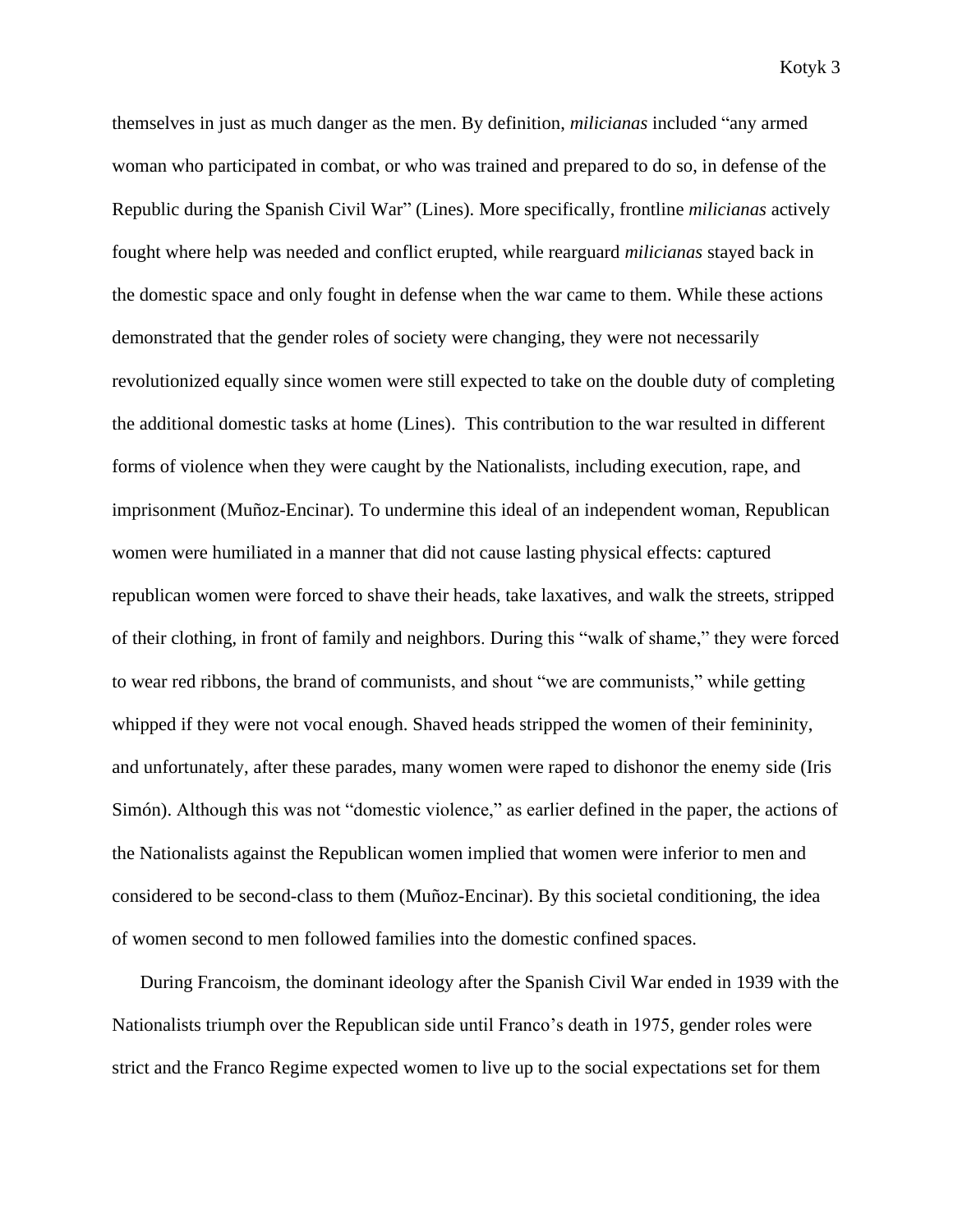themselves in just as much danger as the men. By definition, *milicianas* included "any armed woman who participated in combat, or who was trained and prepared to do so, in defense of the Republic during the Spanish Civil War" (Lines). More specifically, frontline *milicianas* actively fought where help was needed and conflict erupted, while rearguard *milicianas* stayed back in the domestic space and only fought in defense when the war came to them. While these actions demonstrated that the gender roles of society were changing, they were not necessarily revolutionized equally since women were still expected to take on the double duty of completing the additional domestic tasks at home (Lines). This contribution to the war resulted in different forms of violence when they were caught by the Nationalists, including execution, rape, and imprisonment (Muñoz-Encinar). To undermine this ideal of an independent woman, Republican women were humiliated in a manner that did not cause lasting physical effects: captured republican women were forced to shave their heads, take laxatives, and walk the streets, stripped of their clothing, in front of family and neighbors. During this "walk of shame," they were forced to wear red ribbons, the brand of communists, and shout "we are communists," while getting whipped if they were not vocal enough. Shaved heads stripped the women of their femininity, and unfortunately, after these parades, many women were raped to dishonor the enemy side (Iris Simón). Although this was not "domestic violence," as earlier defined in the paper, the actions of the Nationalists against the Republican women implied that women were inferior to men and considered to be second-class to them (Muñoz-Encinar). By this societal conditioning, the idea of women second to men followed families into the domestic confined spaces.

During Francoism, the dominant ideology after the Spanish Civil War ended in 1939 with the Nationalists triumph over the Republican side until Franco's death in 1975, gender roles were strict and the Franco Regime expected women to live up to the social expectations set for them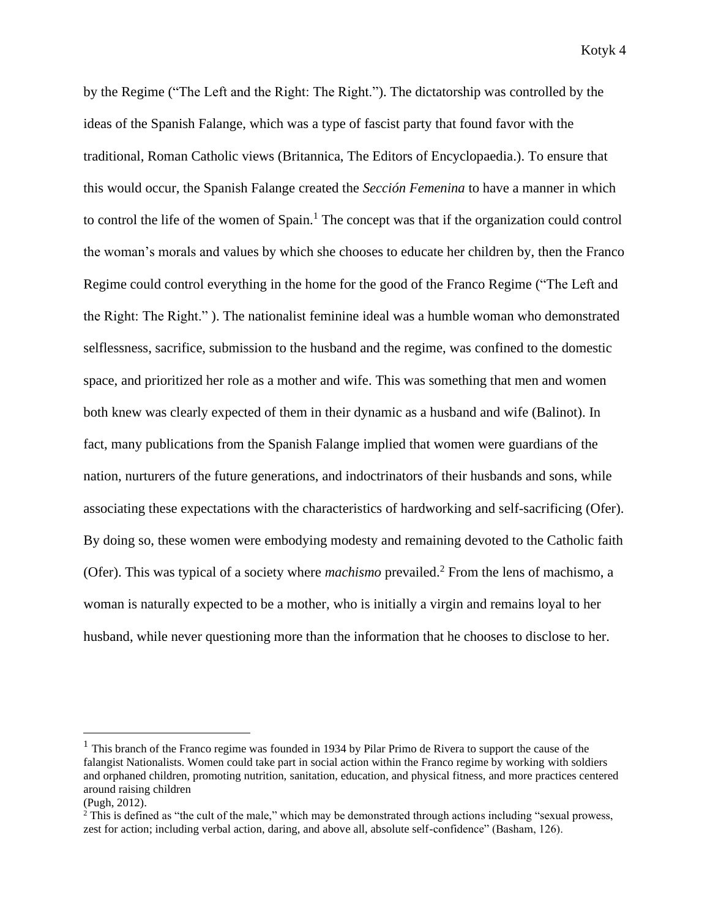by the Regime ("The Left and the Right: The Right."). The dictatorship was controlled by the ideas of the Spanish Falange, which was a type of fascist party that found favor with the traditional, Roman Catholic views (Britannica, The Editors of Encyclopaedia.). To ensure that this would occur, the Spanish Falange created the *Sección Femenina* to have a manner in which to control the life of the women of Spain.[1] The concept was that if the organization could control the woman's morals and values by which she chooses to educate her children by, then the Franco Regime could control everything in the home for the good of the Franco Regime ("The Left and the Right: The Right." ). The nationalist feminine ideal was a humble woman who demonstrated selflessness, sacrifice, submission to the husband and the regime, was confined to the domestic space, and prioritized her role as a mother and wife. This was something that men and women both knew was clearly expected of them in their dynamic as a husband and wife (Balinot). In fact, many publications from the Spanish Falange implied that women were guardians of the nation, nurturers of the future generations, and indoctrinators of their husbands and sons, while associating these expectations with the characteristics of hardworking and self-sacrificing (Ofer). By doing so, these women were embodying modesty and remaining devoted to the Catholic faith (Ofer). This was typical of a society where *machismo* prevailed.[2] From the lens of machismo, a woman is naturally expected to be a mother, who is initially a virgin and remains loyal to her husband, while never questioning more than the information that he chooses to disclose to her.

---

[1] This branch of the Franco regime was founded in 1934 by Pilar Primo de Rivera to support the cause of the falangist Nationalists. Women could take part in social action within the Franco regime by working with soldiers and orphaned children, promoting nutrition, sanitation, education, and physical fitness, and more practices centered around raising children (Pugh, 2012).

[2] This is defined as "the cult of the male," which may be demonstrated through actions including "sexual prowess, zest for action; including verbal action, daring, and above all, absolute self-confidence" (Basham, 126).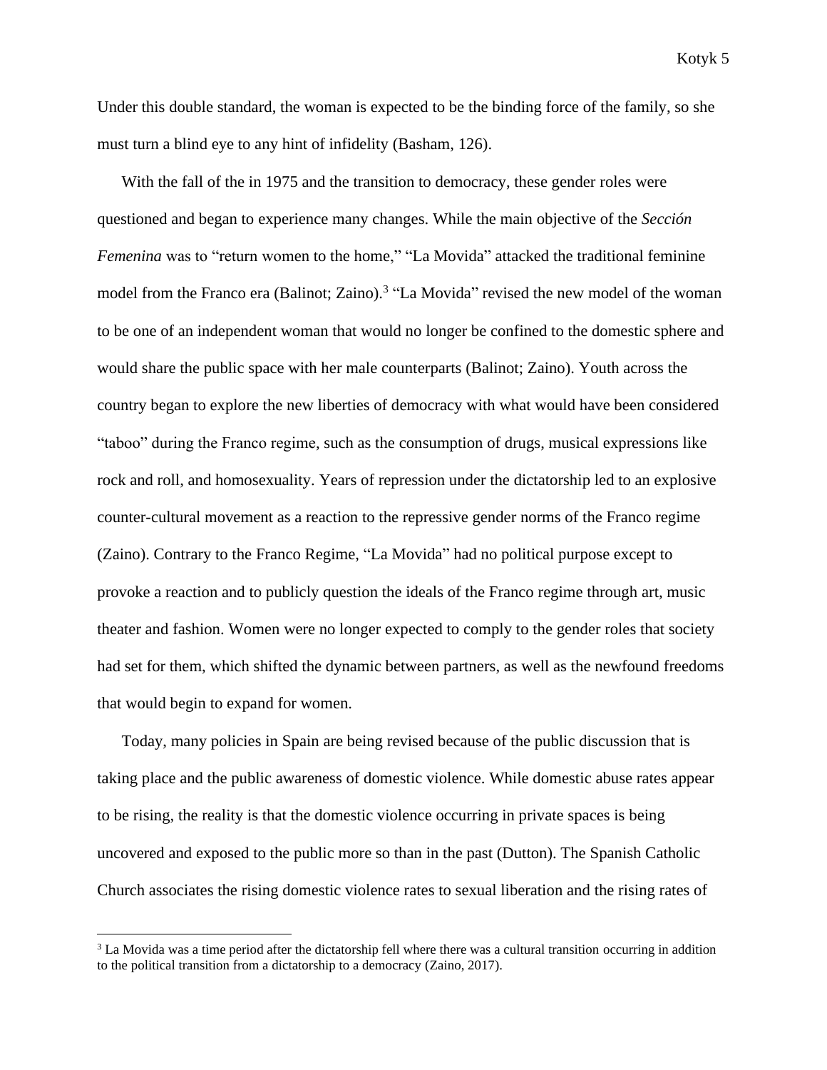Under this double standard, the woman is expected to be the binding force of the family, so she must turn a blind eye to any hint of infidelity (Basham, 126).

With the fall of the in 1975 and the transition to democracy, these gender roles were questioned and began to experience many changes. While the main objective of the *Sección Femenina* was to "return women to the home," "La Movida" attacked the traditional feminine model from the Franco era (Balinot; Zaino).[3] "La Movida" revised the new model of the woman to be one of an independent woman that would no longer be confined to the domestic sphere and would share the public space with her male counterparts (Balinot; Zaino). Youth across the country began to explore the new liberties of democracy with what would have been considered "taboo" during the Franco regime, such as the consumption of drugs, musical expressions like rock and roll, and homosexuality. Years of repression under the dictatorship led to an explosive counter-cultural movement as a reaction to the repressive gender norms of the Franco regime (Zaino). Contrary to the Franco Regime, "La Movida" had no political purpose except to provoke a reaction and to publicly question the ideals of the Franco regime through art, music theater and fashion. Women were no longer expected to comply to the gender roles that society had set for them, which shifted the dynamic between partners, as well as the newfound freedoms that would begin to expand for women.

Today, many policies in Spain are being revised because of the public discussion that is taking place and the public awareness of domestic violence. While domestic abuse rates appear to be rising, the reality is that the domestic violence occurring in private spaces is being uncovered and exposed to the public more so than in the past (Dutton). The Spanish Catholic Church associates the rising domestic violence rates to sexual liberation and the rising rates of

[3] La Movida was a time period after the dictatorship fell where there was a cultural transition occurring in addition to the political transition from a dictatorship to a democracy (Zaino, 2017).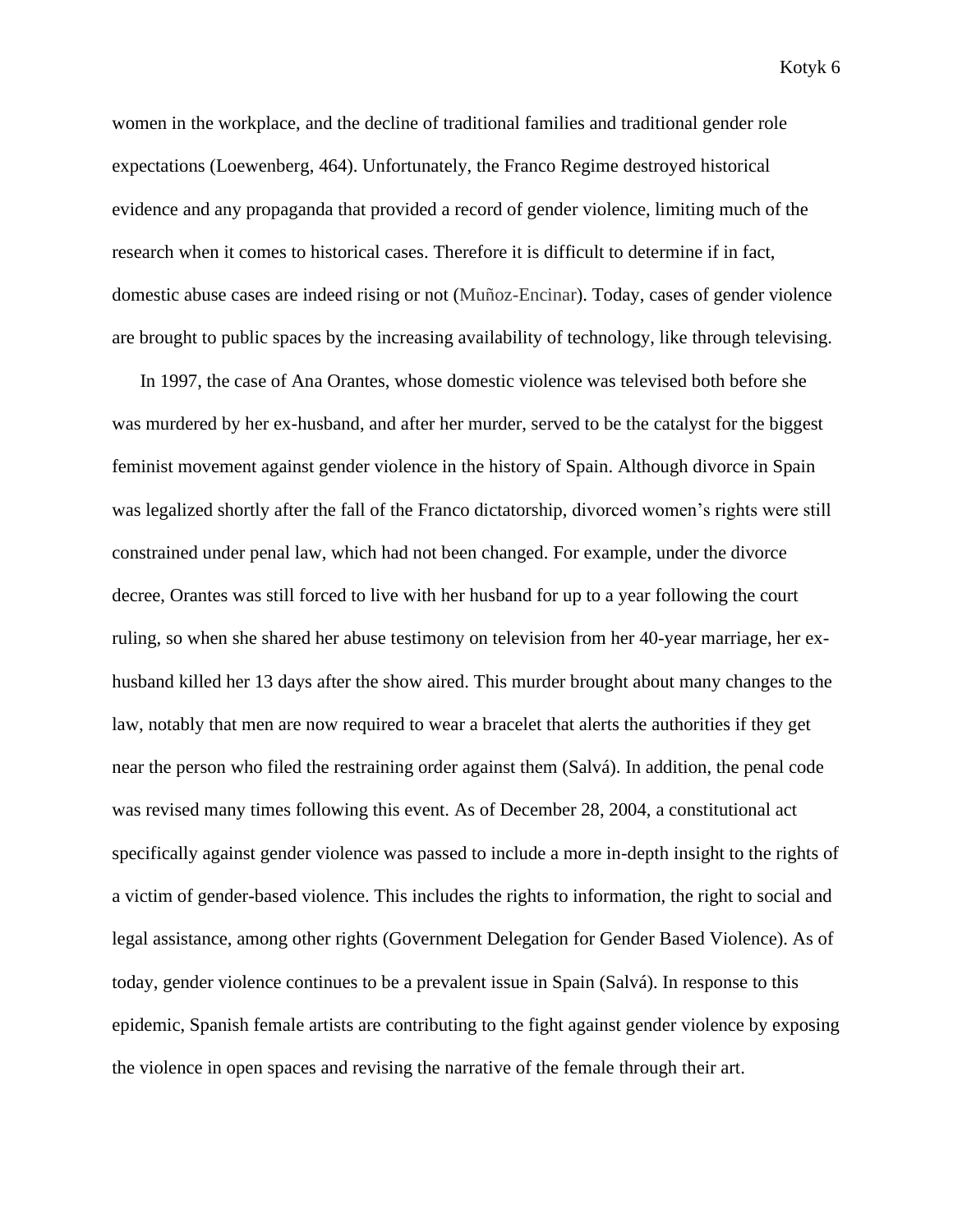women in the workplace, and the decline of traditional families and traditional gender role expectations (Loewenberg, 464). Unfortunately, the Franco Regime destroyed historical evidence and any propaganda that provided a record of gender violence, limiting much of the research when it comes to historical cases. Therefore it is difficult to determine if in fact, domestic abuse cases are indeed rising or not (Muñoz-Encinar). Today, cases of gender violence are brought to public spaces by the increasing availability of technology, like through televising.

In 1997, the case of Ana Orantes, whose domestic violence was televised both before she was murdered by her ex-husband, and after her murder, served to be the catalyst for the biggest feminist movement against gender violence in the history of Spain. Although divorce in Spain was legalized shortly after the fall of the Franco dictatorship, divorced women's rights were still constrained under penal law, which had not been changed. For example, under the divorce decree, Orantes was still forced to live with her husband for up to a year following the court ruling, so when she shared her abuse testimony on television from her 40-year marriage, her ex-husband killed her 13 days after the show aired. This murder brought about many changes to the law, notably that men are now required to wear a bracelet that alerts the authorities if they get near the person who filed the restraining order against them (Salvá). In addition, the penal code was revised many times following this event. As of December 28, 2004, a constitutional act specifically against gender violence was passed to include a more in-depth insight to the rights of a victim of gender-based violence. This includes the rights to information, the right to social and legal assistance, among other rights (Government Delegation for Gender Based Violence). As of today, gender violence continues to be a prevalent issue in Spain (Salvá). In response to this epidemic, Spanish female artists are contributing to the fight against gender violence by exposing the violence in open spaces and revising the narrative of the female through their art.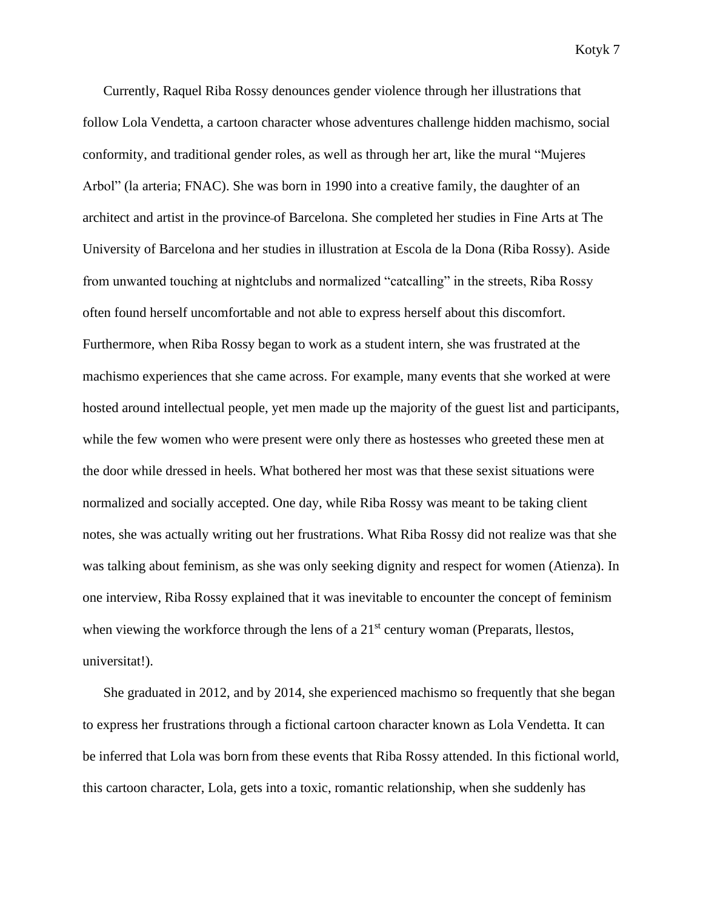Currently, Raquel Riba Rossy denounces gender violence through her illustrations that follow Lola Vendetta, a cartoon character whose adventures challenge hidden machismo, social conformity, and traditional gender roles, as well as through her art, like the mural "Mujeres Arbol" (la arteria; FNAC). She was born in 1990 into a creative family, the daughter of an architect and artist in the province of Barcelona. She completed her studies in Fine Arts at The University of Barcelona and her studies in illustration at Escola de la Dona (Riba Rossy). Aside from unwanted touching at nightclubs and normalized "catcalling" in the streets, Riba Rossy often found herself uncomfortable and not able to express herself about this discomfort. Furthermore, when Riba Rossy began to work as a student intern, she was frustrated at the machismo experiences that she came across. For example, many events that she worked at were hosted around intellectual people, yet men made up the majority of the guest list and participants, while the few women who were present were only there as hostesses who greeted these men at the door while dressed in heels. What bothered her most was that these sexist situations were normalized and socially accepted. One day, while Riba Rossy was meant to be taking client notes, she was actually writing out her frustrations. What Riba Rossy did not realize was that she was talking about feminism, as she was only seeking dignity and respect for women (Atienza). In one interview, Riba Rossy explained that it was inevitable to encounter the concept of feminism when viewing the workforce through the lens of a 21st century woman (Preparats, llestos, universitat!).

She graduated in 2012, and by 2014, she experienced machismo so frequently that she began to express her frustrations through a fictional cartoon character known as Lola Vendetta. It can be inferred that Lola was born from these events that Riba Rossy attended. In this fictional world, this cartoon character, Lola, gets into a toxic, romantic relationship, when she suddenly has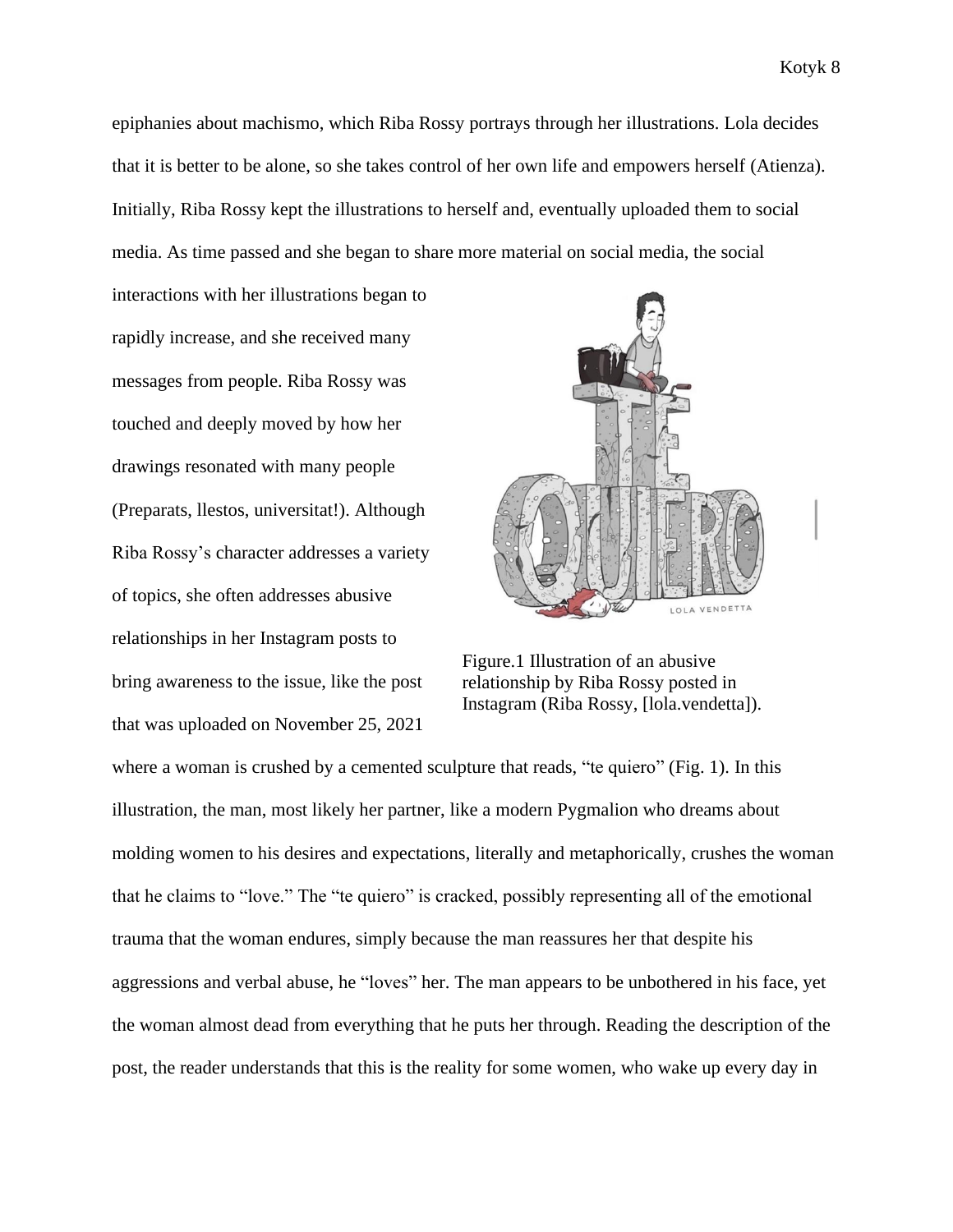epiphanies about machismo, which Riba Rossy portrays through her illustrations. Lola decides that it is better to be alone, so she takes control of her own life and empowers herself (Atienza). Initially, Riba Rossy kept the illustrations to herself and, eventually uploaded them to social media. As time passed and she began to share more material on social media, the social interactions with her illustrations began to rapidly increase, and she received many messages from people. Riba Rossy was touched and deeply moved by how her drawings resonated with many people (Preparats, llestos, universitat!). Although Riba Rossy's character addresses a variety of topics, she often addresses abusive relationships in her Instagram posts to bring awareness to the issue, like the post that was uploaded on November 25, 2021 where a woman is crushed by a cemented sculpture that reads, "te quiero" (Fig. 1). In this illustration, the man, most likely her partner, like a modern Pygmalion who dreams about molding women to his desires and expectations, literally and metaphorically, crushes the woman that he claims to "love." The "te quiero" is cracked, possibly representing all of the emotional trauma that the woman endures, simply because the man reassures her that despite his aggressions and verbal abuse, he "loves" her. The man appears to be unbothered in his face, yet the woman almost dead from everything that he puts her through. Reading the description of the post, the reader understands that this is the reality for some women, who wake up every day in

Figure.1 Illustration of an abusive relationship by Riba Rossy posted in Instagram (Riba Rossy, [lola.vendetta]).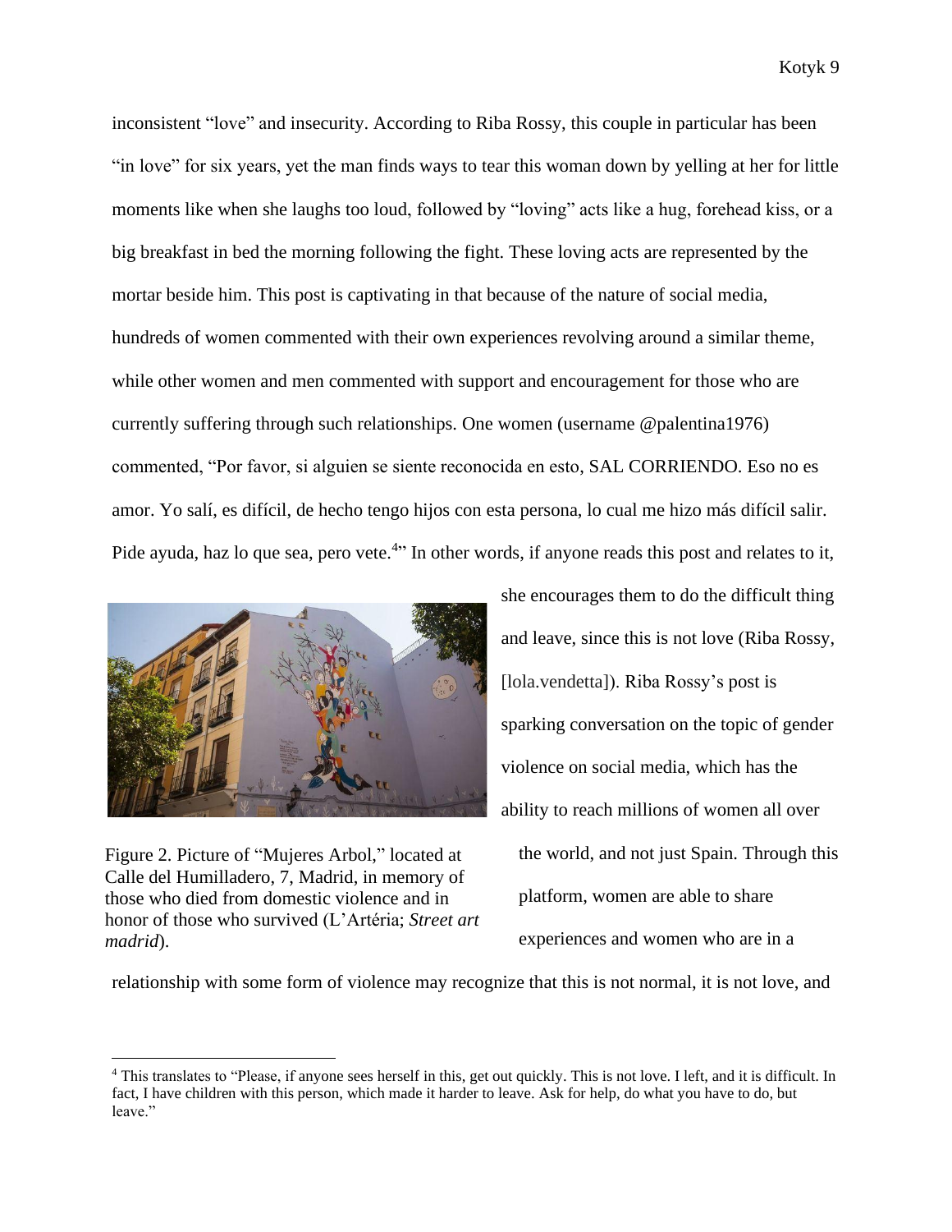inconsistent "love" and insecurity. According to Riba Rossy, this couple in particular has been "in love" for six years, yet the man finds ways to tear this woman down by yelling at her for little moments like when she laughs too loud, followed by "loving" acts like a hug, forehead kiss, or a big breakfast in bed the morning following the fight. These loving acts are represented by the mortar beside him. This post is captivating in that because of the nature of social media, hundreds of women commented with their own experiences revolving around a similar theme, while other women and men commented with support and encouragement for those who are currently suffering through such relationships. One women (username @palentina1976) commented, "Por favor, si alguien se siente reconocida en esto, SAL CORRIENDO. Eso no es amor. Yo salí, es difícil, de hecho tengo hijos con esta persona, lo cual me hizo más difícil salir. Pide ayuda, haz lo que sea, pero vete.[4]" In other words, if anyone reads this post and relates to it, she encourages them to do the difficult thing and leave, since this is not love (Riba Rossy, [lola.vendetta]). Riba Rossy's post is sparking conversation on the topic of gender violence on social media, which has the ability to reach millions of women all over the world, and not just Spain. Through this platform, women are able to share experiences and women who are in a relationship with some form of violence may recognize that this is not normal, it is not love, and

Figure 2. Picture of "Mujeres Arbol," located at Calle del Humilladero, 7, Madrid, in memory of those who died from domestic violence and in honor of those who survived (L'Artéria; *Street art madrid*).

[4] This translates to "Please, if anyone sees herself in this, get out quickly. This is not love. I left, and it is difficult. In fact, I have children with this person, which made it harder to leave. Ask for help, do what you have to do, but leave."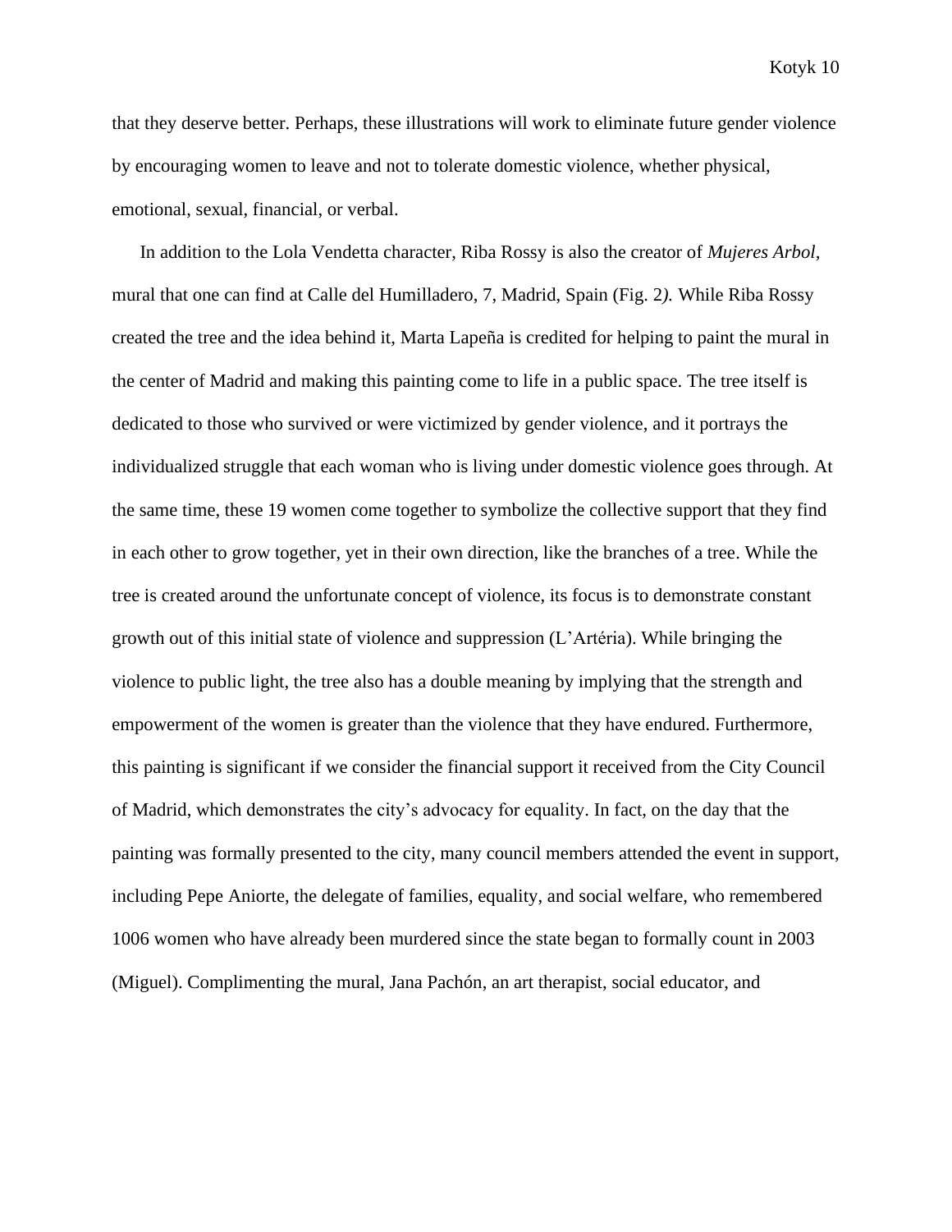that they deserve better. Perhaps, these illustrations will work to eliminate future gender violence by encouraging women to leave and not to tolerate domestic violence, whether physical, emotional, sexual, financial, or verbal.

In addition to the Lola Vendetta character, Riba Rossy is also the creator of *Mujeres Arbol,* mural that one can find at Calle del Humilladero, 7, Madrid, Spain (Fig. 2*).* While Riba Rossy created the tree and the idea behind it, Marta Lapeña is credited for helping to paint the mural in the center of Madrid and making this painting come to life in a public space. The tree itself is dedicated to those who survived or were victimized by gender violence, and it portrays the individualized struggle that each woman who is living under domestic violence goes through. At the same time, these 19 women come together to symbolize the collective support that they find in each other to grow together, yet in their own direction, like the branches of a tree. While the tree is created around the unfortunate concept of violence, its focus is to demonstrate constant growth out of this initial state of violence and suppression (L'Artéria). While bringing the violence to public light, the tree also has a double meaning by implying that the strength and empowerment of the women is greater than the violence that they have endured. Furthermore, this painting is significant if we consider the financial support it received from the City Council of Madrid, which demonstrates the city's advocacy for equality. In fact, on the day that the painting was formally presented to the city, many council members attended the event in support, including Pepe Aniorte, the delegate of families, equality, and social welfare, who remembered 1006 women who have already been murdered since the state began to formally count in 2003 (Miguel). Complimenting the mural, Jana Pachón, an art therapist, social educator, and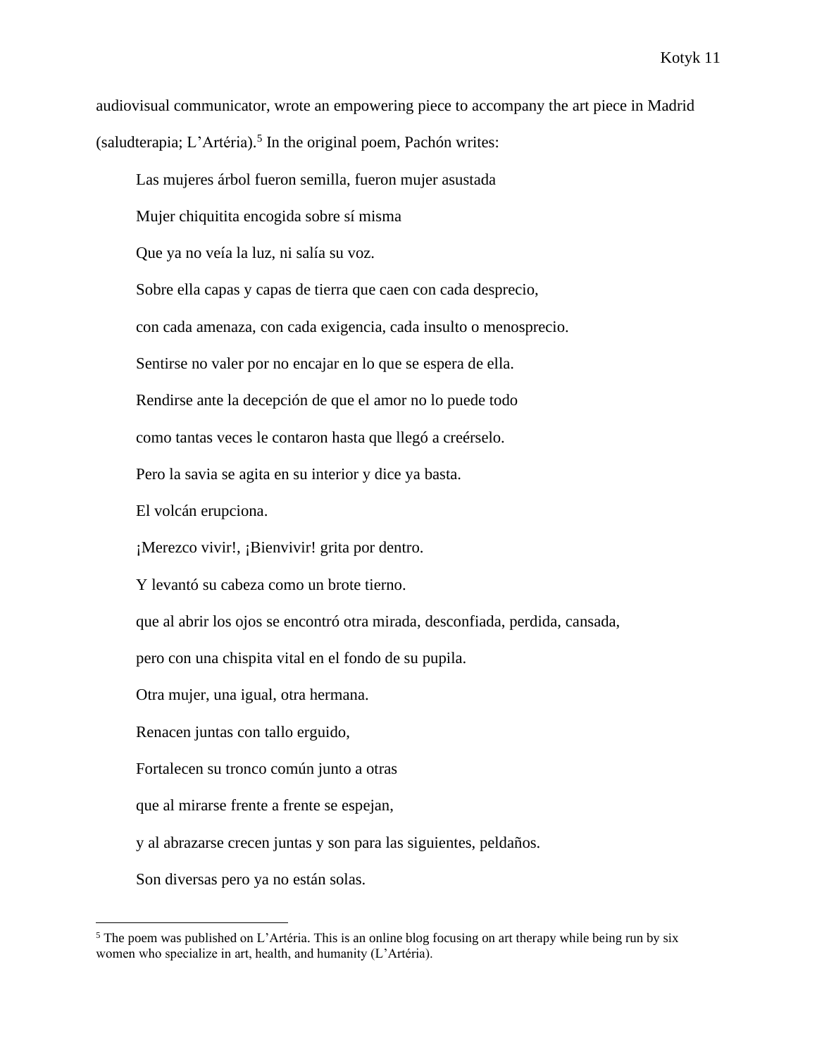audiovisual communicator, wrote an empowering piece to accompany the art piece in Madrid (saludterapia; L'Artéria).[5] In the original poem, Pachón writes:

> Las mujeres árbol fueron semilla, fueron mujer asustada
>
> Mujer chiquitita encogida sobre sí misma
>
> Que ya no veía la luz, ni salía su voz.
>
> Sobre ella capas y capas de tierra que caen con cada desprecio,
>
> con cada amenaza, con cada exigencia, cada insulto o menosprecio.
>
> Sentirse no valer por no encajar en lo que se espera de ella.
>
> Rendirse ante la decepción de que el amor no lo puede todo
>
> como tantas veces le contaron hasta que llegó a creérselo.
>
> Pero la savia se agita en su interior y dice ya basta.
>
> El volcán erupciona.
>
> ¡Merezco vivir!, ¡Bienvivir! grita por dentro.
>
> Y levantó su cabeza como un brote tierno.
>
> que al abrir los ojos se encontró otra mirada, desconfiada, perdida, cansada,
>
> pero con una chispita vital en el fondo de su pupila.
>
> Otra mujer, una igual, otra hermana.
>
> Renacen juntas con tallo erguido,
>
> Fortalecen su tronco común junto a otras
>
> que al mirarse frente a frente se espejan,
>
> y al abrazarse crecen juntas y son para las siguientes, peldaños.
>
> Son diversas pero ya no están solas.

---

[5] The poem was published on L'Artéria. This is an online blog focusing on art therapy while being run by six women who specialize in art, health, and humanity (L'Artéria).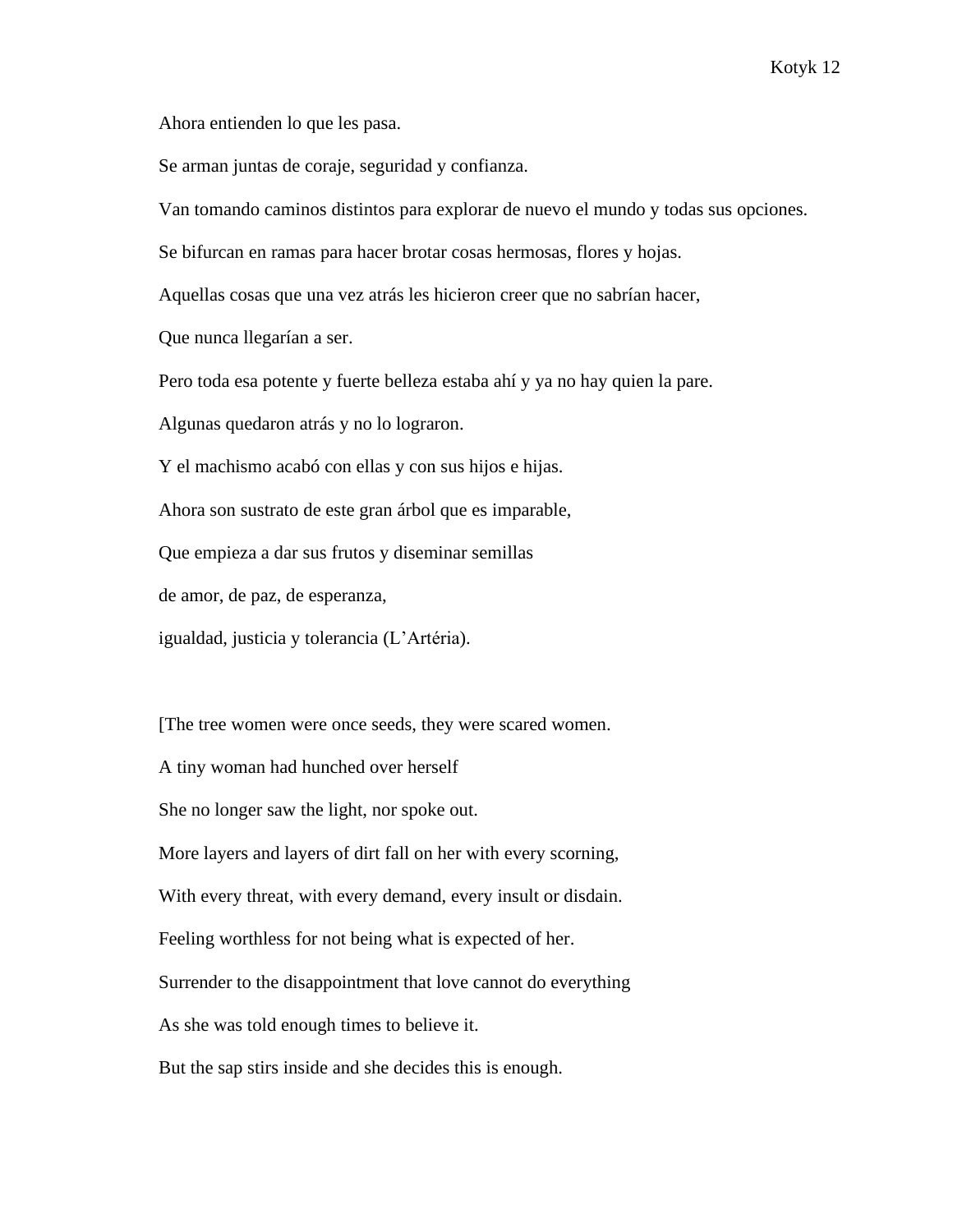Ahora entienden lo que les pasa.

Se arman juntas de coraje, seguridad y confianza.

Van tomando caminos distintos para explorar de nuevo el mundo y todas sus opciones.

Se bifurcan en ramas para hacer brotar cosas hermosas, flores y hojas.

Aquellas cosas que una vez atrás les hicieron creer que no sabrían hacer,

Que nunca llegarían a ser.

Pero toda esa potente y fuerte belleza estaba ahí y ya no hay quien la pare.

Algunas quedaron atrás y no lo lograron.

Y el machismo acabó con ellas y con sus hijos e hijas.

Ahora son sustrato de este gran árbol que es imparable,

Que empieza a dar sus frutos y diseminar semillas

de amor, de paz, de esperanza,

igualdad, justicia y tolerancia (L'Artéria).

[The tree women were once seeds, they were scared women.

A tiny woman had hunched over herself

She no longer saw the light, nor spoke out.

More layers and layers of dirt fall on her with every scorning,

With every threat, with every demand, every insult or disdain.

Feeling worthless for not being what is expected of her.

Surrender to the disappointment that love cannot do everything

As she was told enough times to believe it.

But the sap stirs inside and she decides this is enough.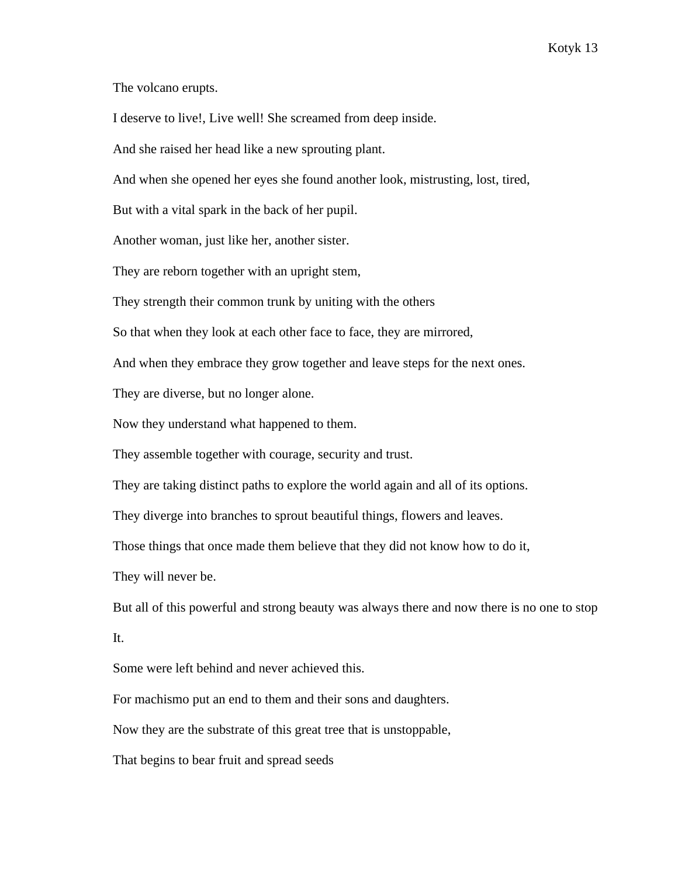The volcano erupts.

I deserve to live!, Live well! She screamed from deep inside.

And she raised her head like a new sprouting plant.

And when she opened her eyes she found another look, mistrusting, lost, tired,

But with a vital spark in the back of her pupil.

Another woman, just like her, another sister.

They are reborn together with an upright stem,

They strength their common trunk by uniting with the others

So that when they look at each other face to face, they are mirrored,

And when they embrace they grow together and leave steps for the next ones.

They are diverse, but no longer alone.

Now they understand what happened to them.

They assemble together with courage, security and trust.

They are taking distinct paths to explore the world again and all of its options.

They diverge into branches to sprout beautiful things, flowers and leaves.

Those things that once made them believe that they did not know how to do it,

They will never be.

But all of this powerful and strong beauty was always there and now there is no one to stop It.

Some were left behind and never achieved this.

For machismo put an end to them and their sons and daughters.

Now they are the substrate of this great tree that is unstoppable,

That begins to bear fruit and spread seeds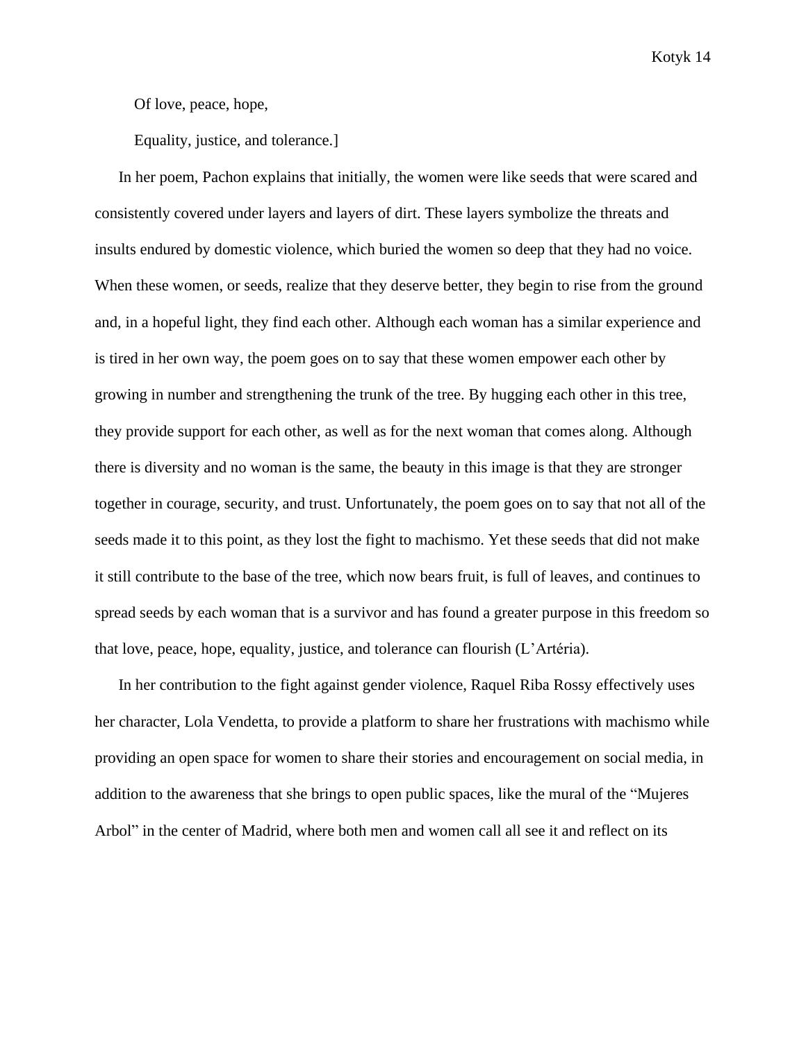Of love, peace, hope,

Equality, justice, and tolerance.]

In her poem, Pachon explains that initially, the women were like seeds that were scared and consistently covered under layers and layers of dirt. These layers symbolize the threats and insults endured by domestic violence, which buried the women so deep that they had no voice. When these women, or seeds, realize that they deserve better, they begin to rise from the ground and, in a hopeful light, they find each other. Although each woman has a similar experience and is tired in her own way, the poem goes on to say that these women empower each other by growing in number and strengthening the trunk of the tree. By hugging each other in this tree, they provide support for each other, as well as for the next woman that comes along. Although there is diversity and no woman is the same, the beauty in this image is that they are stronger together in courage, security, and trust. Unfortunately, the poem goes on to say that not all of the seeds made it to this point, as they lost the fight to machismo. Yet these seeds that did not make it still contribute to the base of the tree, which now bears fruit, is full of leaves, and continues to spread seeds by each woman that is a survivor and has found a greater purpose in this freedom so that love, peace, hope, equality, justice, and tolerance can flourish (L'Artéria).

In her contribution to the fight against gender violence, Raquel Riba Rossy effectively uses her character, Lola Vendetta, to provide a platform to share her frustrations with machismo while providing an open space for women to share their stories and encouragement on social media, in addition to the awareness that she brings to open public spaces, like the mural of the "Mujeres Arbol" in the center of Madrid, where both men and women call all see it and reflect on its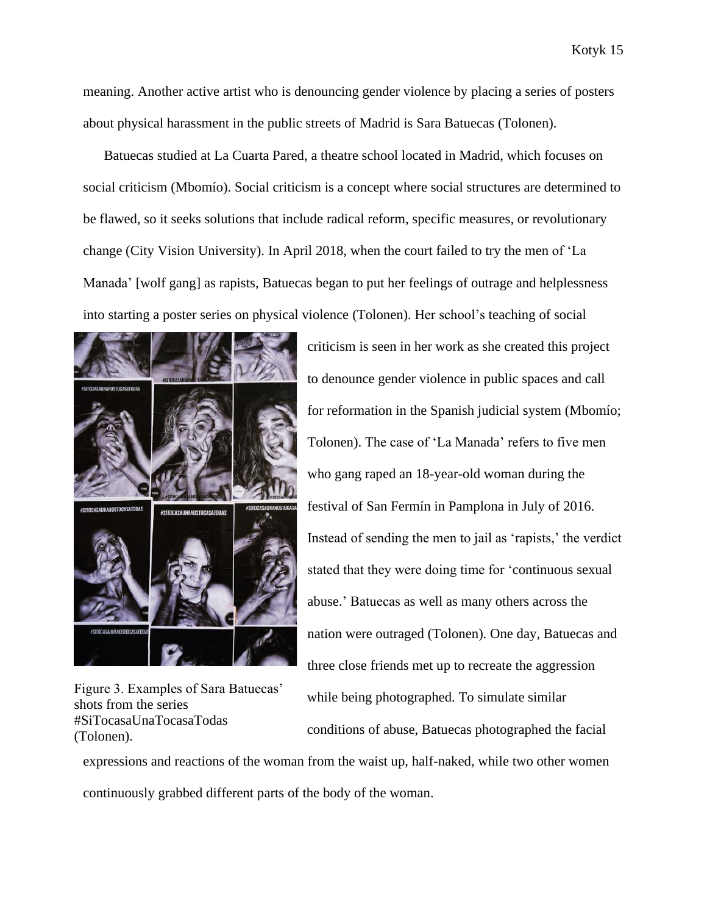meaning. Another active artist who is denouncing gender violence by placing a series of posters about physical harassment in the public streets of Madrid is Sara Batuecas (Tolonen).

Batuecas studied at La Cuarta Pared, a theatre school located in Madrid, which focuses on social criticism (Mbomío). Social criticism is a concept where social structures are determined to be flawed, so it seeks solutions that include radical reform, specific measures, or revolutionary change (City Vision University). In April 2018, when the court failed to try the men of 'La Manada' [wolf gang] as rapists, Batuecas began to put her feelings of outrage and helplessness into starting a poster series on physical violence (Tolonen). Her school's teaching of social criticism is seen in her work as she created this project to denounce gender violence in public spaces and call for reformation in the Spanish judicial system (Mbomío; Tolonen). The case of 'La Manada' refers to five men who gang raped an 18-year-old woman during the festival of San Fermín in Pamplona in July of 2016. Instead of sending the men to jail as 'rapists,' the verdict stated that they were doing time for 'continuous sexual abuse.' Batuecas as well as many others across the nation were outraged (Tolonen). One day, Batuecas and three close friends met up to recreate the aggression while being photographed. To simulate similar conditions of abuse, Batuecas photographed the facial expressions and reactions of the woman from the waist up, half-naked, while two other women continuously grabbed different parts of the body of the woman.

Figure 3. Examples of Sara Batuecas' shots from the series #SiTocasaUnaTocasaTodas (Tolonen).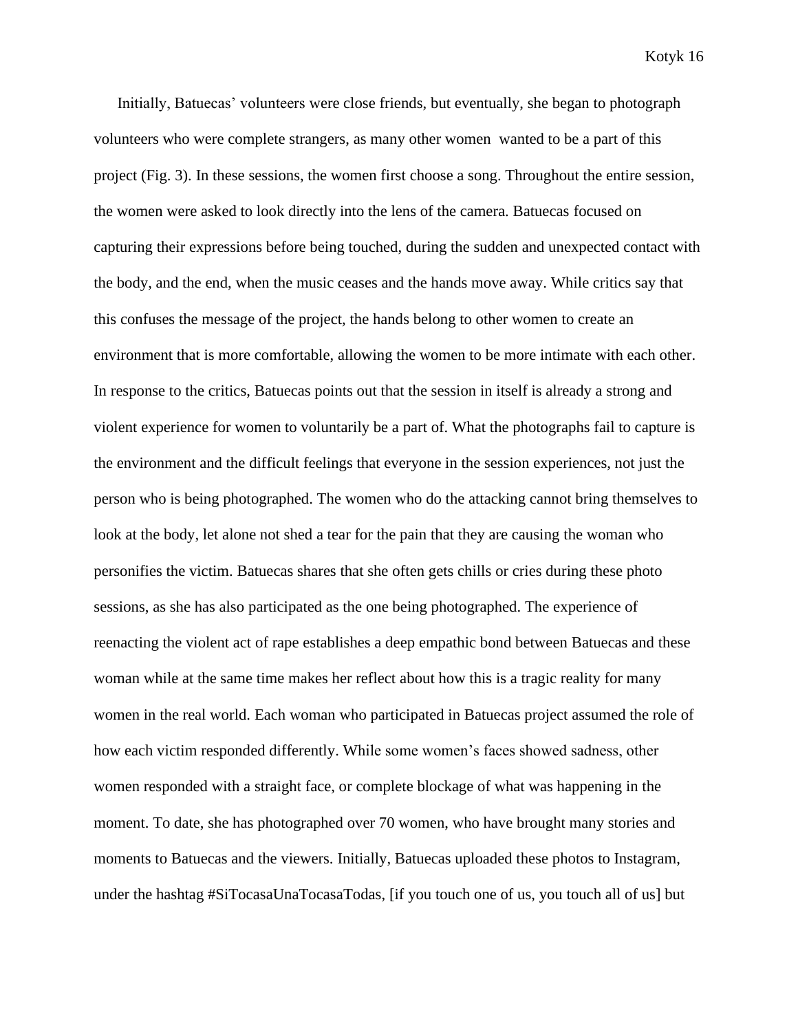Initially, Batuecas' volunteers were close friends, but eventually, she began to photograph volunteers who were complete strangers, as many other women  wanted to be a part of this project (Fig. 3). In these sessions, the women first choose a song. Throughout the entire session, the women were asked to look directly into the lens of the camera. Batuecas focused on capturing their expressions before being touched, during the sudden and unexpected contact with the body, and the end, when the music ceases and the hands move away. While critics say that this confuses the message of the project, the hands belong to other women to create an environment that is more comfortable, allowing the women to be more intimate with each other. In response to the critics, Batuecas points out that the session in itself is already a strong and violent experience for women to voluntarily be a part of. What the photographs fail to capture is the environment and the difficult feelings that everyone in the session experiences, not just the person who is being photographed. The women who do the attacking cannot bring themselves to look at the body, let alone not shed a tear for the pain that they are causing the woman who personifies the victim. Batuecas shares that she often gets chills or cries during these photo sessions, as she has also participated as the one being photographed. The experience of reenacting the violent act of rape establishes a deep empathic bond between Batuecas and these woman while at the same time makes her reflect about how this is a tragic reality for many women in the real world. Each woman who participated in Batuecas project assumed the role of how each victim responded differently. While some women's faces showed sadness, other women responded with a straight face, or complete blockage of what was happening in the moment. To date, she has photographed over 70 women, who have brought many stories and moments to Batuecas and the viewers. Initially, Batuecas uploaded these photos to Instagram, under the hashtag #SiTocasaUnaTocasaTodas, [if you touch one of us, you touch all of us] but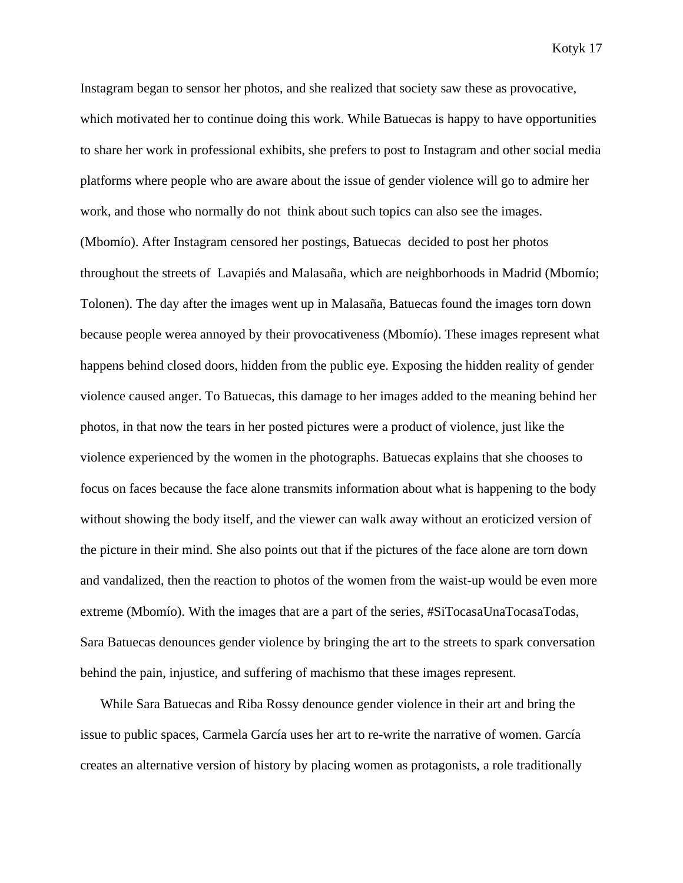Instagram began to sensor her photos, and she realized that society saw these as provocative, which motivated her to continue doing this work. While Batuecas is happy to have opportunities to share her work in professional exhibits, she prefers to post to Instagram and other social media platforms where people who are aware about the issue of gender violence will go to admire her work, and those who normally do not think about such topics can also see the images. (Mbomío). After Instagram censored her postings, Batuecas decided to post her photos throughout the streets of Lavapiés and Malasaña, which are neighborhoods in Madrid (Mbomío; Tolonen). The day after the images went up in Malasaña, Batuecas found the images torn down because people werea annoyed by their provocativeness (Mbomío). These images represent what happens behind closed doors, hidden from the public eye. Exposing the hidden reality of gender violence caused anger. To Batuecas, this damage to her images added to the meaning behind her photos, in that now the tears in her posted pictures were a product of violence, just like the violence experienced by the women in the photographs. Batuecas explains that she chooses to focus on faces because the face alone transmits information about what is happening to the body without showing the body itself, and the viewer can walk away without an eroticized version of the picture in their mind. She also points out that if the pictures of the face alone are torn down and vandalized, then the reaction to photos of the women from the waist-up would be even more extreme (Mbomío). With the images that are a part of the series, #SiTocasaUnaTocasaTodas, Sara Batuecas denounces gender violence by bringing the art to the streets to spark conversation behind the pain, injustice, and suffering of machismo that these images represent.

While Sara Batuecas and Riba Rossy denounce gender violence in their art and bring the issue to public spaces, Carmela García uses her art to re-write the narrative of women. García creates an alternative version of history by placing women as protagonists, a role traditionally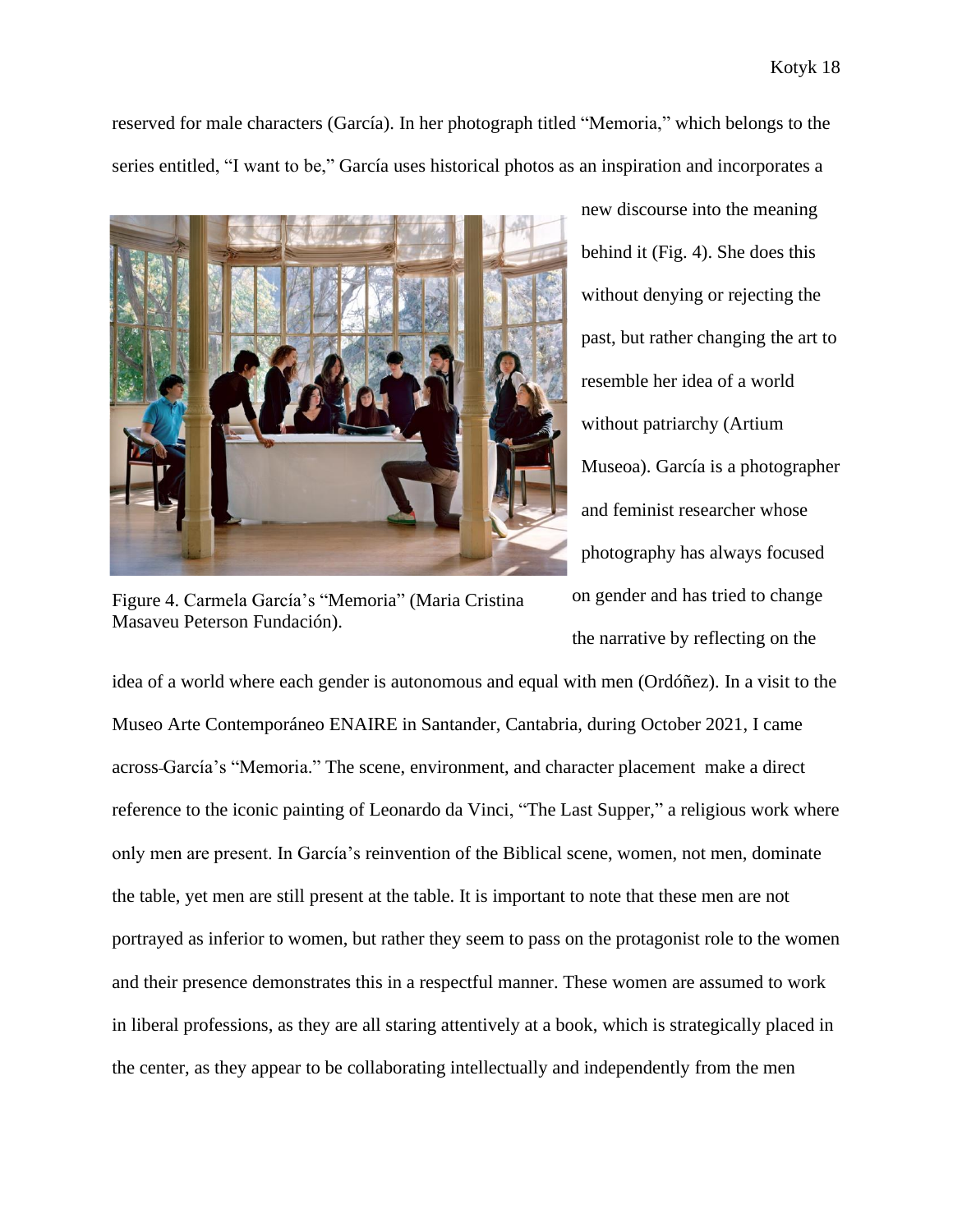reserved for male characters (García). In her photograph titled "Memoria," which belongs to the series entitled, "I want to be," García uses historical photos as an inspiration and incorporates a new discourse into the meaning behind it (Fig. 4). She does this without denying or rejecting the past, but rather changing the art to resemble her idea of a world without patriarchy (Artium Museoa). García is a photographer and feminist researcher whose photography has always focused on gender and has tried to change the narrative by reflecting on the idea of a world where each gender is autonomous and equal with men (Ordóñez). In a visit to the Museo Arte Contemporáneo ENAIRE in Santander, Cantabria, during October 2021, I came across García's "Memoria." The scene, environment, and character placement make a direct reference to the iconic painting of Leonardo da Vinci, "The Last Supper," a religious work where only men are present. In García's reinvention of the Biblical scene, women, not men, dominate the table, yet men are still present at the table. It is important to note that these men are not portrayed as inferior to women, but rather they seem to pass on the protagonist role to the women and their presence demonstrates this in a respectful manner. These women are assumed to work in liberal professions, as they are all staring attentively at a book, which is strategically placed in the center, as they appear to be collaborating intellectually and independently from the men

Figure 4. Carmela García's "Memoria" (Maria Cristina Masaveu Peterson Fundación).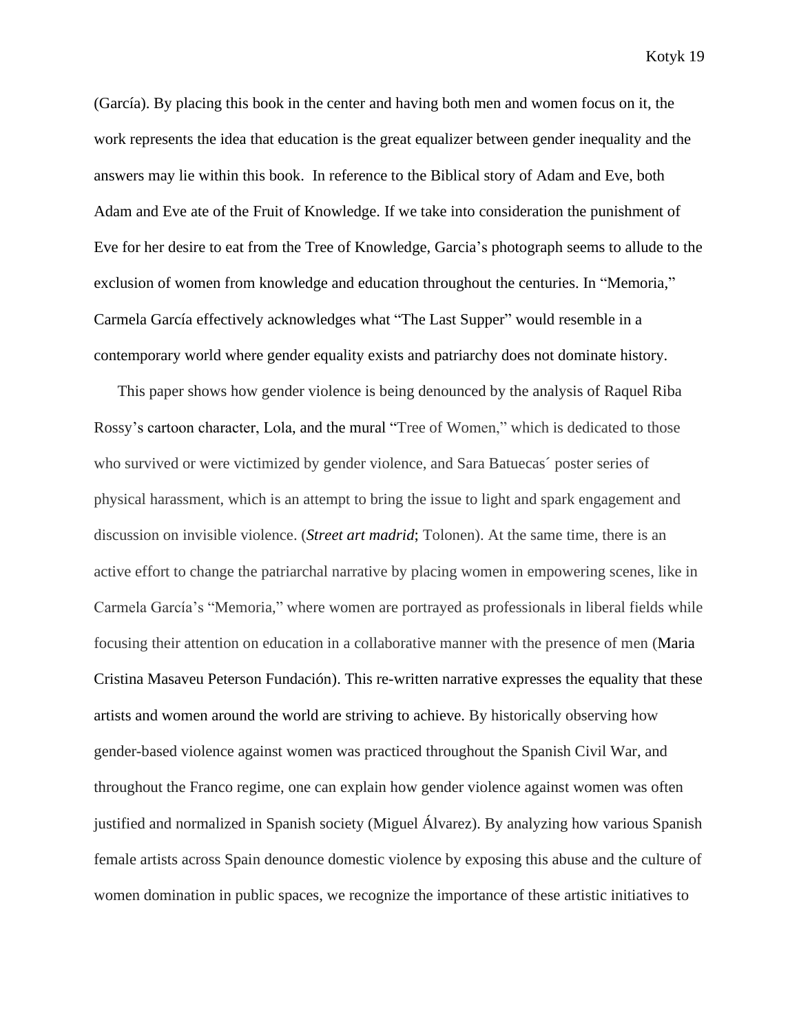(García). By placing this book in the center and having both men and women focus on it, the work represents the idea that education is the great equalizer between gender inequality and the answers may lie within this book.  In reference to the Biblical story of Adam and Eve, both Adam and Eve ate of the Fruit of Knowledge. If we take into consideration the punishment of Eve for her desire to eat from the Tree of Knowledge, Garcia's photograph seems to allude to the exclusion of women from knowledge and education throughout the centuries. In "Memoria," Carmela García effectively acknowledges what "The Last Supper" would resemble in a contemporary world where gender equality exists and patriarchy does not dominate history.

This paper shows how gender violence is being denounced by the analysis of Raquel Riba Rossy's cartoon character, Lola, and the mural "Tree of Women," which is dedicated to those who survived or were victimized by gender violence, and Sara Batuecas´ poster series of physical harassment, which is an attempt to bring the issue to light and spark engagement and discussion on invisible violence. (*Street art madrid*; Tolonen). At the same time, there is an active effort to change the patriarchal narrative by placing women in empowering scenes, like in Carmela García's "Memoria," where women are portrayed as professionals in liberal fields while focusing their attention on education in a collaborative manner with the presence of men (Maria Cristina Masaveu Peterson Fundación). This re-written narrative expresses the equality that these artists and women around the world are striving to achieve. By historically observing how gender-based violence against women was practiced throughout the Spanish Civil War, and throughout the Franco regime, one can explain how gender violence against women was often justified and normalized in Spanish society (Miguel Álvarez). By analyzing how various Spanish female artists across Spain denounce domestic violence by exposing this abuse and the culture of women domination in public spaces, we recognize the importance of these artistic initiatives to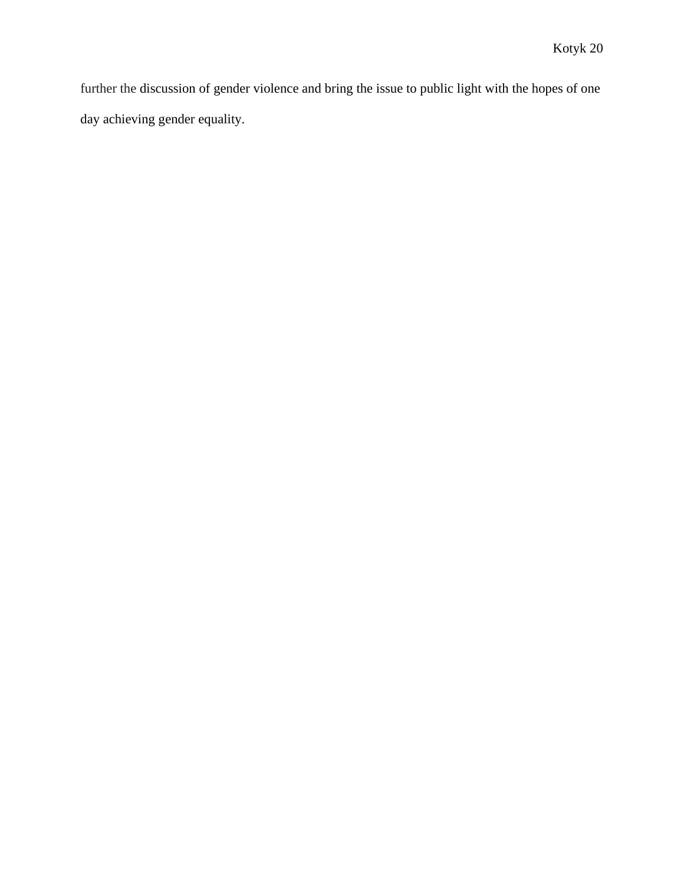further the discussion of gender violence and bring the issue to public light with the hopes of one day achieving gender equality.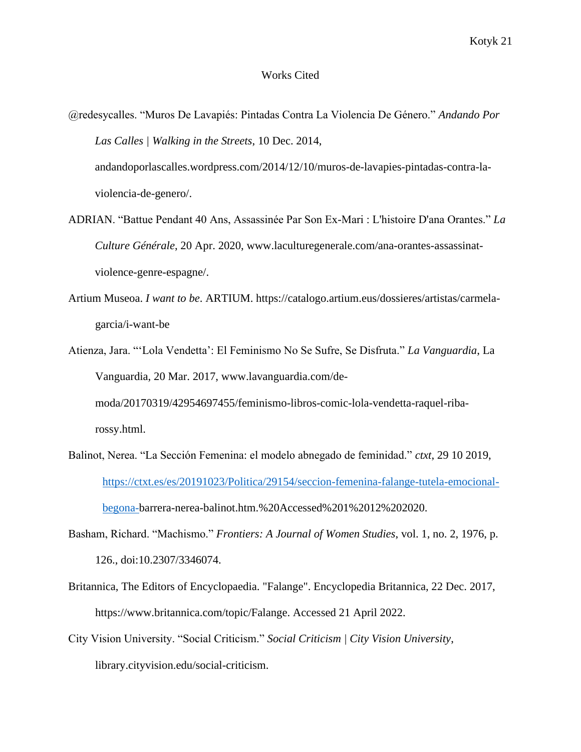# Works Cited

@redesycalles. "Muros De Lavapiés: Pintadas Contra La Violencia De Género." *Andando Por Las Calles | Walking in the Streets*, 10 Dec. 2014, andandoporlascalles.wordpress.com/2014/12/10/muros-de-lavapies-pintadas-contra-la-violencia-de-genero/.

ADRIAN. "Battue Pendant 40 Ans, Assassinée Par Son Ex-Mari : L'histoire D'ana Orantes." *La Culture Générale*, 20 Apr. 2020, www.laculturegenerale.com/ana-orantes-assassinat-violence-genre-espagne/.

Artium Museoa. *I want to be*. ARTIUM. https://catalogo.artium.eus/dossieres/artistas/carmela-garcia/i-want-be

Atienza, Jara. "'Lola Vendetta': El Feminismo No Se Sufre, Se Disfruta." *La Vanguardia*, La Vanguardia, 20 Mar. 2017, www.lavanguardia.com/de-moda/20170319/42954697455/feminismo-libros-comic-lola-vendetta-raquel-riba-rossy.html.

Balinot, Nerea. "La Sección Femenina: el modelo abnegado de feminidad." *ctxt*, 29 10 2019, https://ctxt.es/es/20191023/Politica/29154/seccion-femenina-falange-tutela-emocional-begona-barrera-nerea-balinot.htm.%20Accessed%201%2012%202020.

Basham, Richard. "Machismo." *Frontiers: A Journal of Women Studies*, vol. 1, no. 2, 1976, p. 126., doi:10.2307/3346074.

Britannica, The Editors of Encyclopaedia. "Falange". Encyclopedia Britannica, 22 Dec. 2017, https://www.britannica.com/topic/Falange. Accessed 21 April 2022.

City Vision University. "Social Criticism." *Social Criticism | City Vision University*, library.cityvision.edu/social-criticism.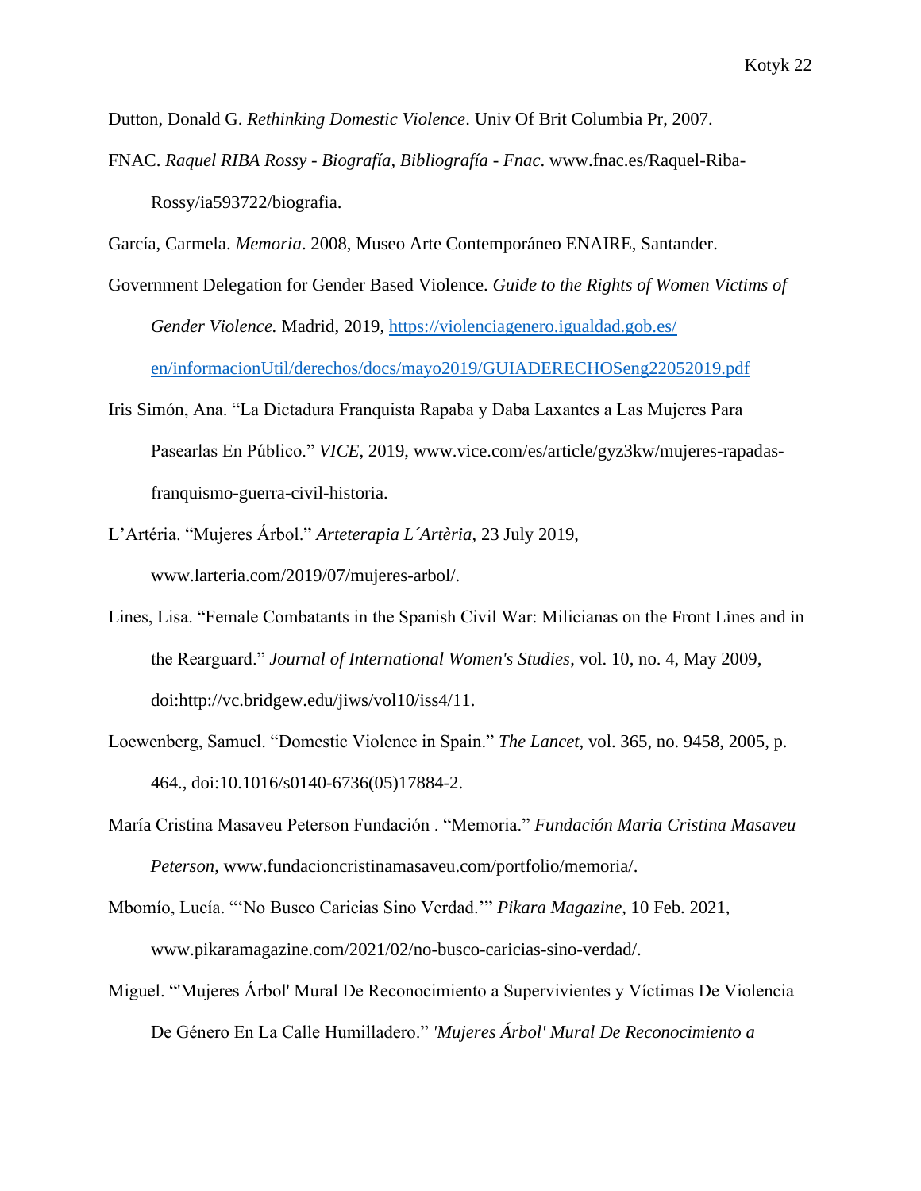Dutton, Donald G. *Rethinking Domestic Violence*. Univ Of Brit Columbia Pr, 2007.

FNAC. *Raquel RIBA Rossy - Biografía, Bibliografía - Fnac*. www.fnac.es/Raquel-Riba-Rossy/ia593722/biografia.

García, Carmela. *Memoria*. 2008, Museo Arte Contemporáneo ENAIRE, Santander.

Government Delegation for Gender Based Violence. *Guide to the Rights of Women Victims of Gender Violence.* Madrid, 2019, https://violenciagenero.igualdad.gob.es/en/informacionUtil/derechos/docs/mayo2019/GUIADERECHOSeng22052019.pdf

Iris Simón, Ana. "La Dictadura Franquista Rapaba y Daba Laxantes a Las Mujeres Para Pasearlas En Público." *VICE*, 2019, www.vice.com/es/article/gyz3kw/mujeres-rapadas-franquismo-guerra-civil-historia.

L'Artéria. "Mujeres Árbol." *Arteterapia L´Artèria*, 23 July 2019, www.larteria.com/2019/07/mujeres-arbol/.

Lines, Lisa. "Female Combatants in the Spanish Civil War: Milicianas on the Front Lines and in the Rearguard." *Journal of International Women's Studies*, vol. 10, no. 4, May 2009, doi:http://vc.bridgew.edu/jiws/vol10/iss4/11.

Loewenberg, Samuel. "Domestic Violence in Spain." *The Lancet*, vol. 365, no. 9458, 2005, p. 464., doi:10.1016/s0140-6736(05)17884-2.

María Cristina Masaveu Peterson Fundación . "Memoria." *Fundación Maria Cristina Masaveu Peterson*, www.fundacioncristinamasaveu.com/portfolio/memoria/.

Mbomío, Lucía. "'No Busco Caricias Sino Verdad.'" *Pikara Magazine*, 10 Feb. 2021, www.pikaramagazine.com/2021/02/no-busco-caricias-sino-verdad/.

Miguel. "'Mujeres Árbol' Mural De Reconocimiento a Supervivientes y Víctimas De Violencia De Género En La Calle Humilladero." *'Mujeres Árbol' Mural De Reconocimiento a*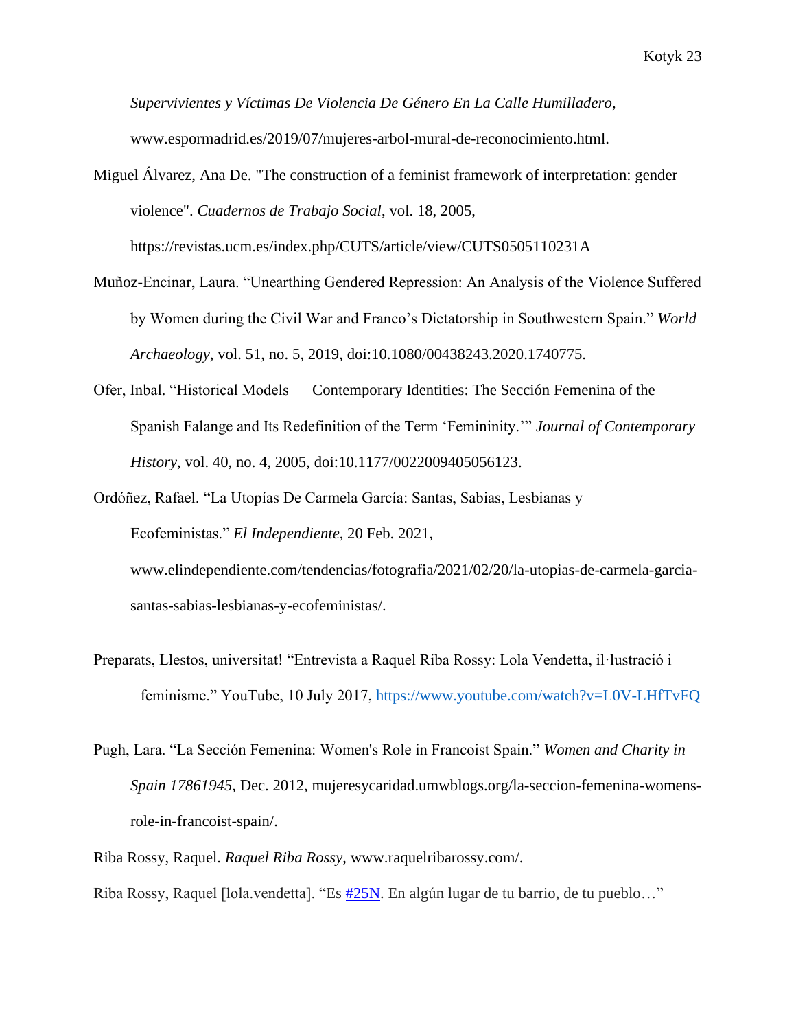*Supervivientes y Víctimas De Violencia De Género En La Calle Humilladero*, www.espormadrid.es/2019/07/mujeres-arbol-mural-de-reconocimiento.html.

Miguel Álvarez, Ana De. "The construction of a feminist framework of interpretation: gender violence". *Cuadernos de Trabajo Social*, vol. 18, 2005, https://revistas.ucm.es/index.php/CUTS/article/view/CUTS0505110231A

Muñoz-Encinar, Laura. "Unearthing Gendered Repression: An Analysis of the Violence Suffered by Women during the Civil War and Franco's Dictatorship in Southwestern Spain." *World Archaeology*, vol. 51, no. 5, 2019, doi:10.1080/00438243.2020.1740775.

Ofer, Inbal. "Historical Models — Contemporary Identities: The Sección Femenina of the Spanish Falange and Its Redefinition of the Term 'Femininity.'" *Journal of Contemporary History*, vol. 40, no. 4, 2005, doi:10.1177/0022009405056123.

Ordóñez, Rafael. "La Utopías De Carmela García: Santas, Sabias, Lesbianas y Ecofeministas." *El Independiente*, 20 Feb. 2021, www.elindependiente.com/tendencias/fotografia/2021/02/20/la-utopias-de-carmela-garcia-santas-sabias-lesbianas-y-ecofeministas/.

Preparats, Llestos, universitat! "Entrevista a Raquel Riba Rossy: Lola Vendetta, il·lustració i feminisme." YouTube, 10 July 2017, https://www.youtube.com/watch?v=L0V-LHfTvFQ

Pugh, Lara. "La Sección Femenina: Women's Role in Francoist Spain." *Women and Charity in Spain 17861945*, Dec. 2012, mujeresycaridad.umwblogs.org/la-seccion-femenina-womens-role-in-francoist-spain/.

Riba Rossy, Raquel. *Raquel Riba Rossy*, www.raquelribarossy.com/.

Riba Rossy, Raquel [lola.vendetta]. "Es #25N. En algún lugar de tu barrio, de tu pueblo…"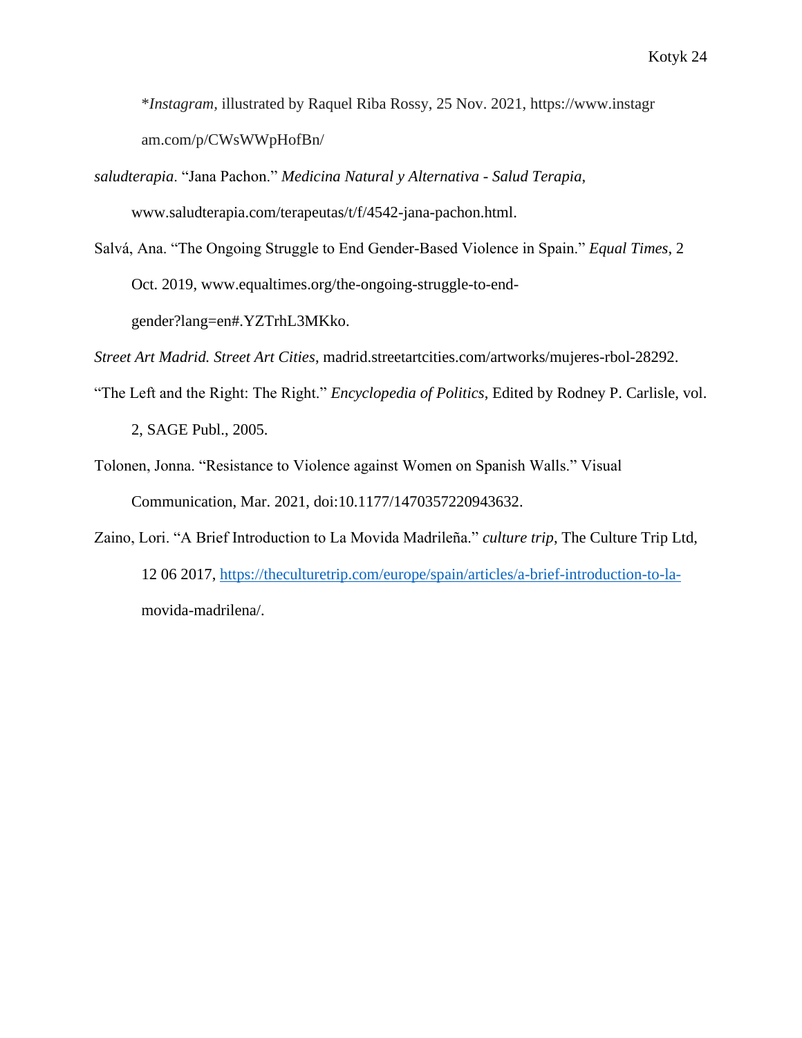*Instagram*, illustrated by Raquel Riba Rossy, 25 Nov. 2021, https://www.instagram.com/p/CWsWWpHofBn/

*saludterapia*. "Jana Pachon." *Medicina Natural y Alternativa - Salud Terapia*, www.saludterapia.com/terapeutas/t/f/4542-jana-pachon.html.

Salvá, Ana. "The Ongoing Struggle to End Gender-Based Violence in Spain." *Equal Times*, 2 Oct. 2019, www.equaltimes.org/the-ongoing-struggle-to-end-gender?lang=en#.YZTrhL3MKko.

*Street Art Madrid. Street Art Cities*, madrid.streetartcities.com/artworks/mujeres-rbol-28292.

"The Left and the Right: The Right." *Encyclopedia of Politics*, Edited by Rodney P. Carlisle, vol. 2, SAGE Publ., 2005.

Tolonen, Jonna. "Resistance to Violence against Women on Spanish Walls." Visual Communication, Mar. 2021, doi:10.1177/1470357220943632.

Zaino, Lori. "A Brief Introduction to La Movida Madrileña." *culture trip*, The Culture Trip Ltd, 12 06 2017, https://theculturetrip.com/europe/spain/articles/a-brief-introduction-to-la-movida-madrilena/.